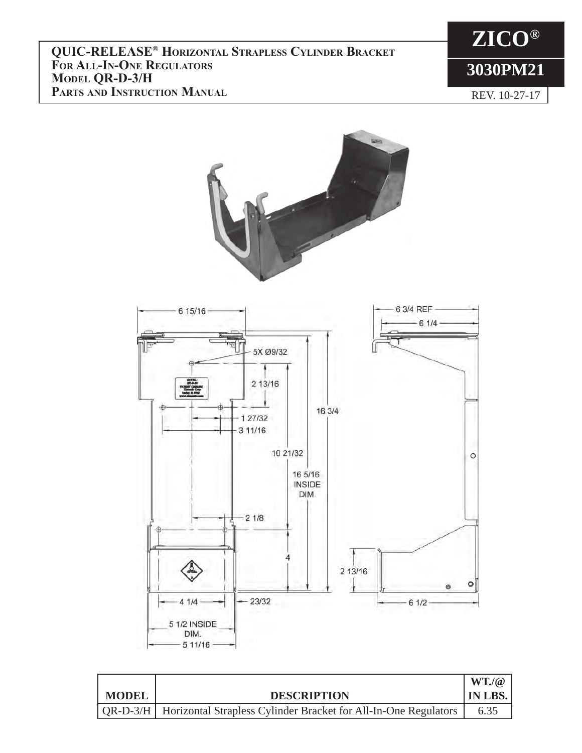# QUIC-RELEASE® Horizontal Strapless Cylinder Bracket For All-In-One Regulators Model QR-D-3/H Parts and Instruction Manual

**ZICO®**

**3030PM21**

REV. 10-27-17

6 15/16

5X Ø9/32

2 13/16

1 27/32

3 11/16

16 3/4

10 21/32

16 5/16 INSIDE DIM.

2 1/8

4

4 1/4

23/32

5 1/2 INSIDE DIM.

5 11/16

6 3/4 REF

6 1/4

2 13/16

6 1/2

| MODEL | DESCRIPTION | WT./@ IN LBS. |
|---|---|---|
| QR-D-3/H | Horizontal Strapless Cylinder Bracket for All-In-One Regulators | 6.35 |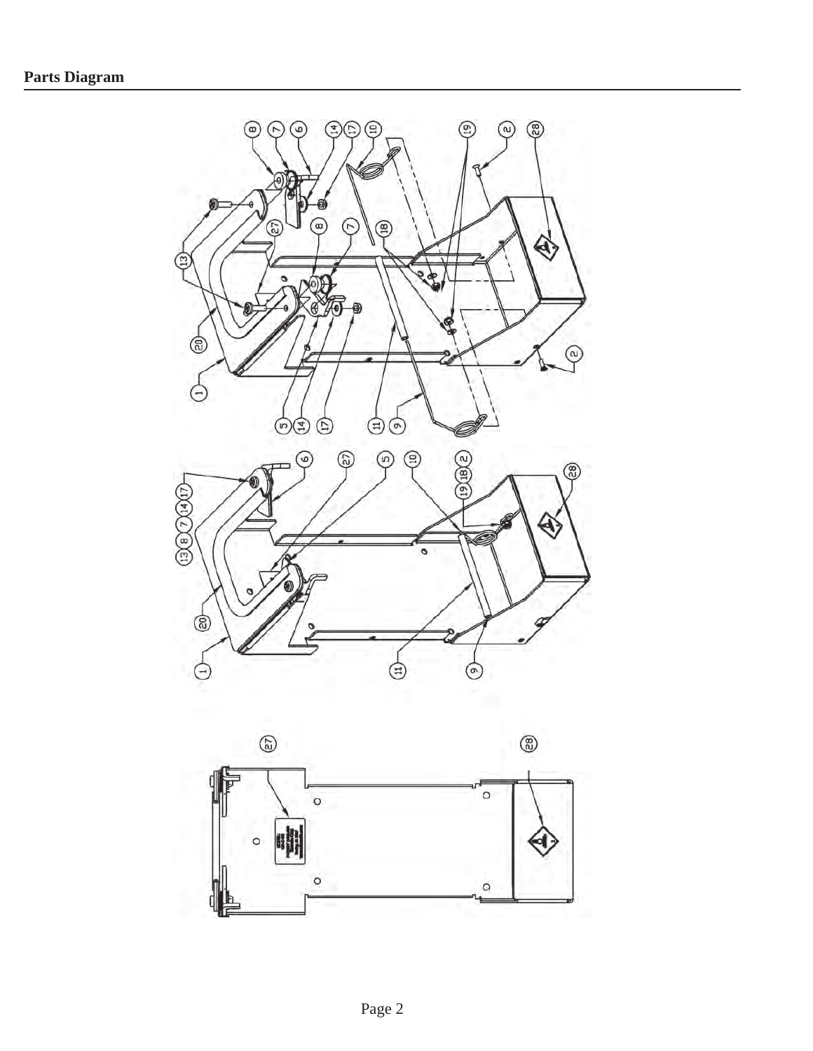## Parts Diagram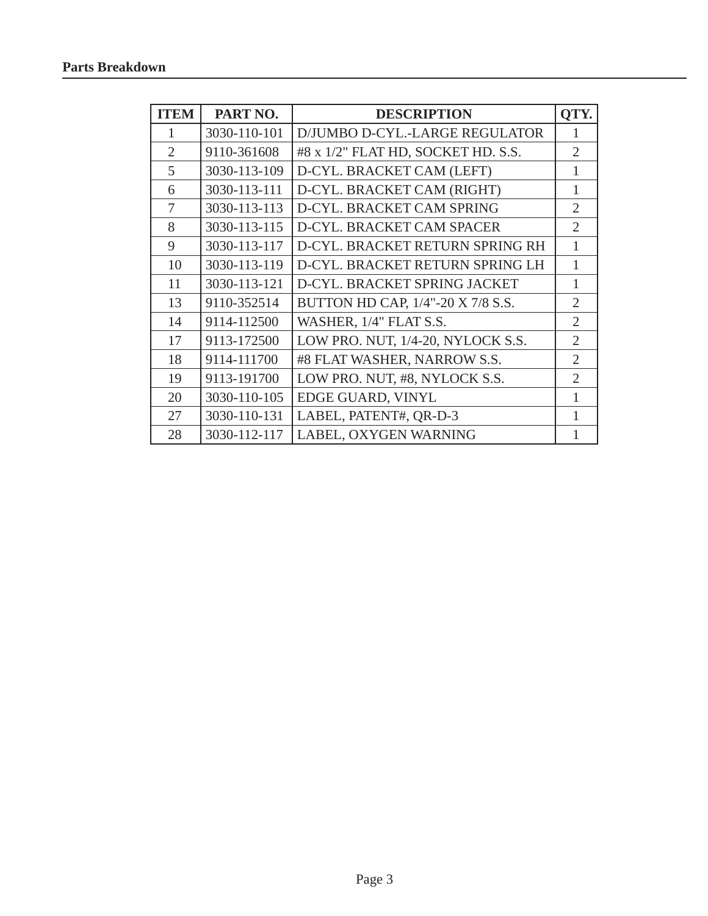## Parts Breakdown

| ITEM | PART NO. | DESCRIPTION | QTY. |
|---|---|---|---|
| 1 | 3030-110-101 | D/JUMBO D-CYL.-LARGE REGULATOR | 1 |
| 2 | 9110-361608 | #8 x 1/2" FLAT HD, SOCKET HD. S.S. | 2 |
| 5 | 3030-113-109 | D-CYL. BRACKET CAM (LEFT) | 1 |
| 6 | 3030-113-111 | D-CYL. BRACKET CAM (RIGHT) | 1 |
| 7 | 3030-113-113 | D-CYL. BRACKET CAM SPRING | 2 |
| 8 | 3030-113-115 | D-CYL. BRACKET CAM SPACER | 2 |
| 9 | 3030-113-117 | D-CYL. BRACKET RETURN SPRING RH | 1 |
| 10 | 3030-113-119 | D-CYL. BRACKET RETURN SPRING LH | 1 |
| 11 | 3030-113-121 | D-CYL. BRACKET SPRING JACKET | 1 |
| 13 | 9110-352514 | BUTTON HD CAP, 1/4"-20 X 7/8 S.S. | 2 |
| 14 | 9114-112500 | WASHER, 1/4" FLAT S.S. | 2 |
| 17 | 9113-172500 | LOW PRO. NUT, 1/4-20, NYLOCK S.S. | 2 |
| 18 | 9114-111700 | #8 FLAT WASHER, NARROW S.S. | 2 |
| 19 | 9113-191700 | LOW PRO. NUT, #8, NYLOCK S.S. | 2 |
| 20 | 3030-110-105 | EDGE GUARD, VINYL | 1 |
| 27 | 3030-110-131 | LABEL, PATENT#, QR-D-3 | 1 |
| 28 | 3030-112-117 | LABEL, OXYGEN WARNING | 1 |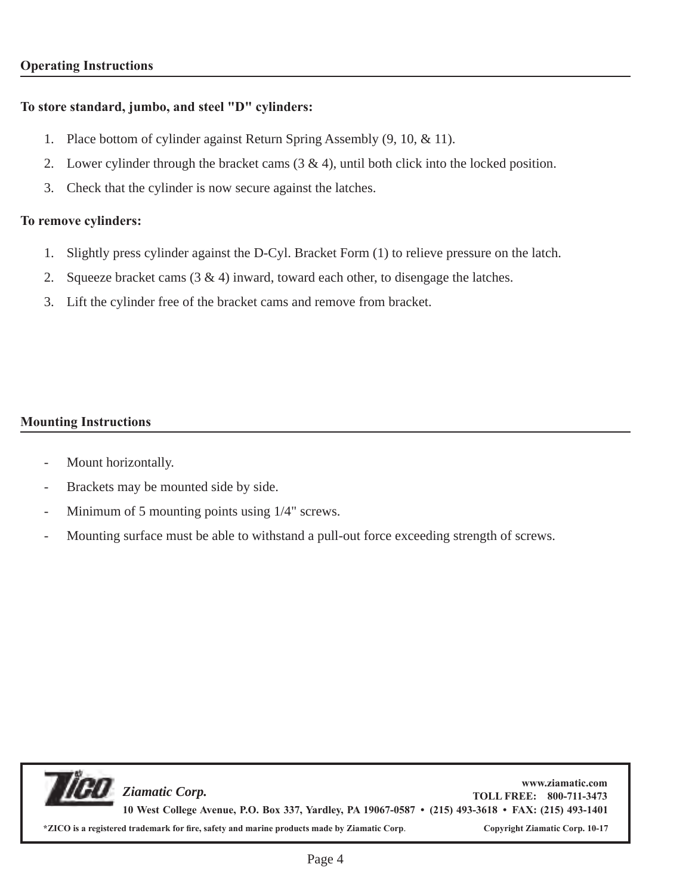## Operating Instructions

### To store standard, jumbo, and steel "D" cylinders:

1. Place bottom of cylinder against Return Spring Assembly (9, 10, & 11).
2. Lower cylinder through the bracket cams (3 & 4), until both click into the locked position.
3. Check that the cylinder is now secure against the latches.

### To remove cylinders:

1. Slightly press cylinder against the D-Cyl. Bracket Form (1) to relieve pressure on the latch.
2. Squeeze bracket cams (3 & 4) inward, toward each other, to disengage the latches.
3. Lift the cylinder free of the bracket cams and remove from bracket.

## Mounting Instructions

- Mount horizontally.
- Brackets may be mounted side by side.
- Minimum of 5 mounting points using 1/4" screws.
- Mounting surface must be able to withstand a pull-out force exceeding strength of screws.

ZICO *Ziamatic Corp.*

**www.ziamatic.com**
**TOLL FREE: 800-711-3473**
**10 West College Avenue, P.O. Box 337, Yardley, PA 19067-0587 • (215) 493-3618 • FAX: (215) 493-1401**

**\*ZICO is a registered trademark for fire, safety and marine products made by Ziamatic Corp.** **Copyright Ziamatic Corp. 10-17**